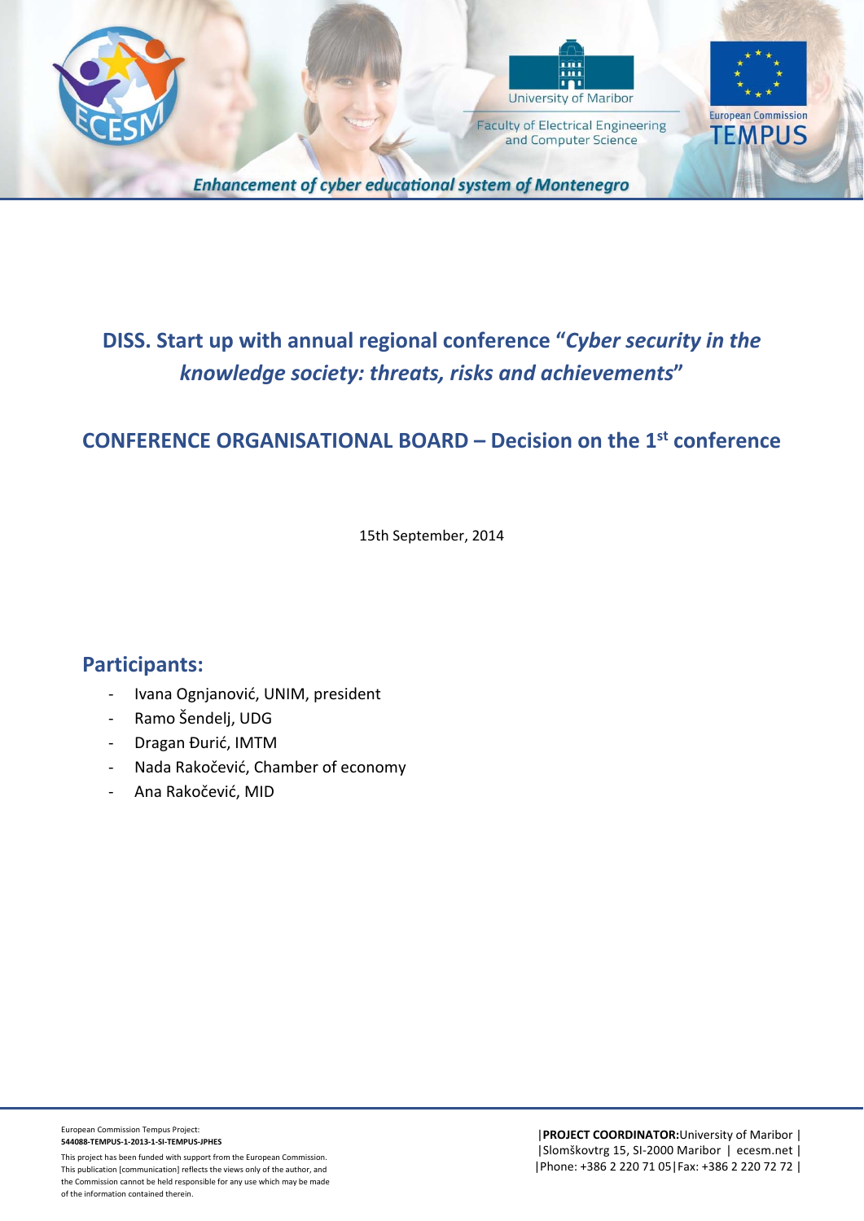## DISS. Start up with annual regional conference "*Cyber security in the knowledge society: threats, risks and achievements*"

## CONFERENCE ORGANISATIONAL BOARD – Decision on the 1st conference

15th September, 2014

### Participants:

- Ivana Ognjanović, UNIM, president
- Ramo Šendelj, UDG
- Dragan Đurić, IMTM
- Nada Rakočević, Chamber of economy
- Ana Rakočević, MID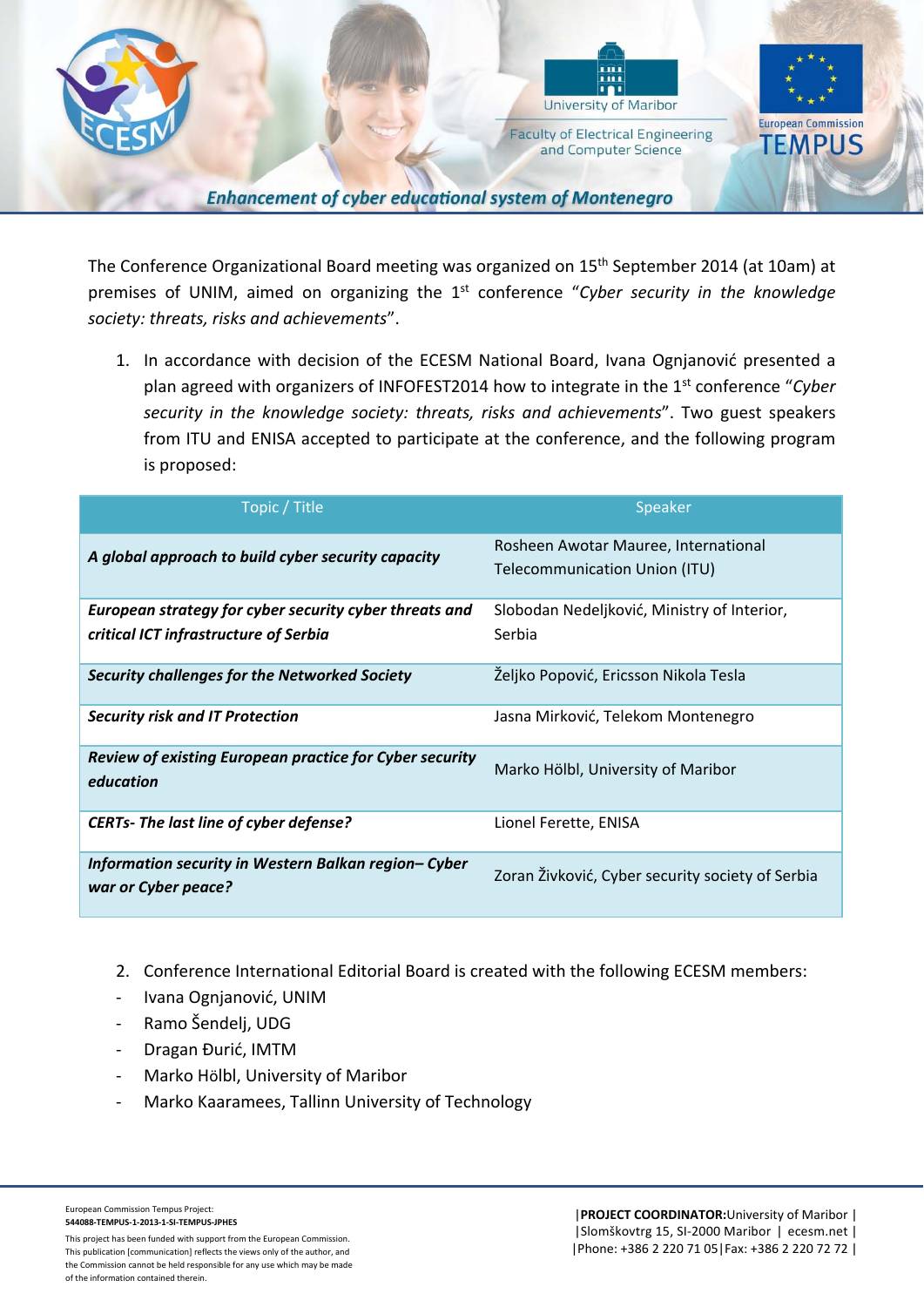The Conference Organizational Board meeting was organized on 15th September 2014 (at 10am) at premises of UNIM, aimed on organizing the 1st conference "*Cyber security in the knowledge society: threats, risks and achievements*".

1. In accordance with decision of the ECESM National Board, Ivana Ognjanović presented a plan agreed with organizers of INFOFEST2014 how to integrate in the 1st conference "*Cyber security in the knowledge society: threats, risks and achievements*". Two guest speakers from ITU and ENISA accepted to participate at the conference, and the following program is proposed:

| Topic / Title | Speaker |
|---|---|
| ***A global approach to build cyber security capacity*** | Rosheen Awotar Mauree, International Telecommunication Union (ITU) |
| ***European strategy for cyber security cyber threats and critical ICT infrastructure of Serbia*** | Slobodan Nedeljković, Ministry of Interior, Serbia |
| ***Security challenges for the Networked Society*** | Željko Popović, Ericsson Nikola Tesla |
| ***Security risk and IT Protection*** | Jasna Mirković, Telekom Montenegro |
| ***Review of existing European practice for Cyber security education*** | Marko Hölbl, University of Maribor |
| ***CERTs- The last line of cyber defense?*** | Lionel Ferette, ENISA |
| ***Information security in Western Balkan region– Cyber war or Cyber peace?*** | Zoran Živković, Cyber security society of Serbia |

2. Conference International Editorial Board is created with the following ECESM members:

- Ivana Ognjanović, UNIM
- Ramo Šendelj, UDG
- Dragan Đurić, IMTM
- Marko Hölbl, University of Maribor
- Marko Kaaramees, Tallinn University of Technology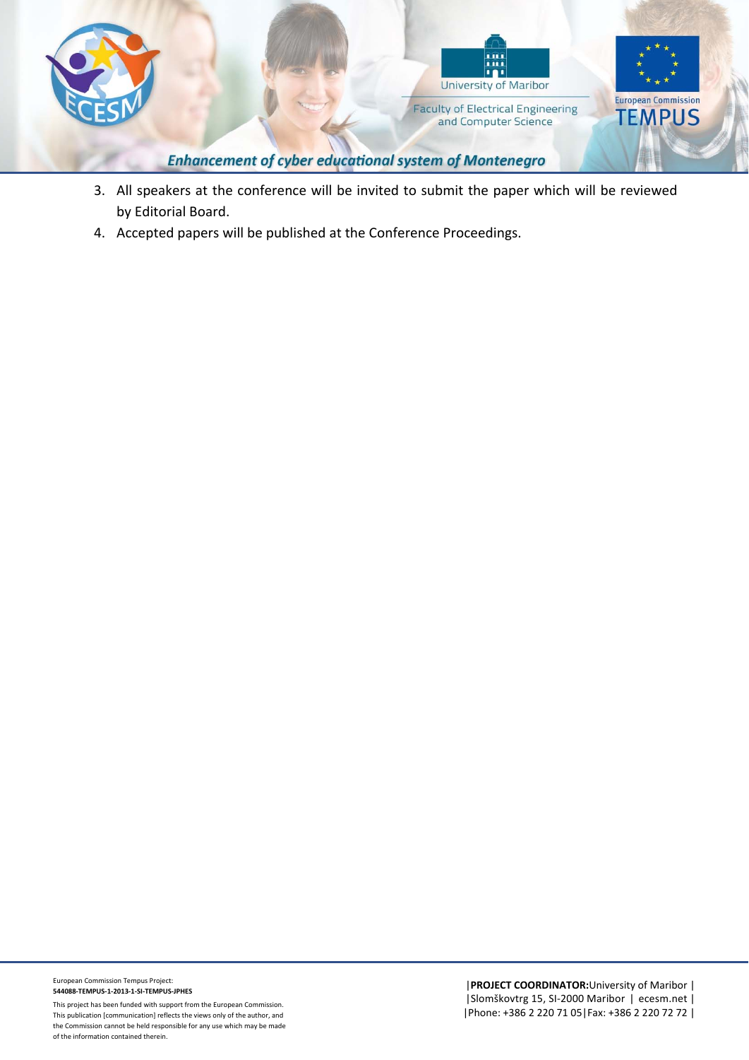3. All speakers at the conference will be invited to submit the paper which will be reviewed by Editorial Board.
4. Accepted papers will be published at the Conference Proceedings.